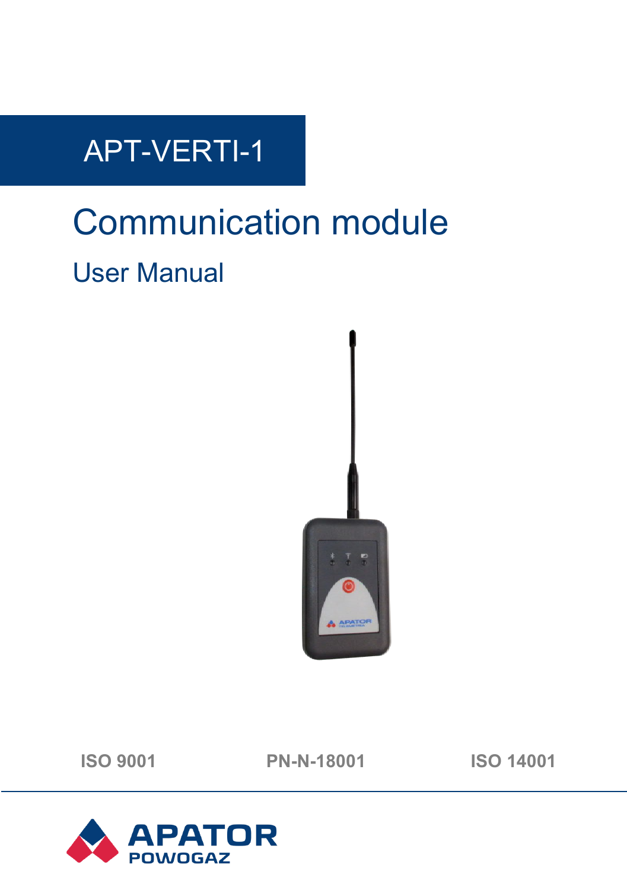# APT-VERTI-1

# Communication module

## User Manual

ISO 9001 PN-N-18001 ISO 14001

APATOR POWOGAZ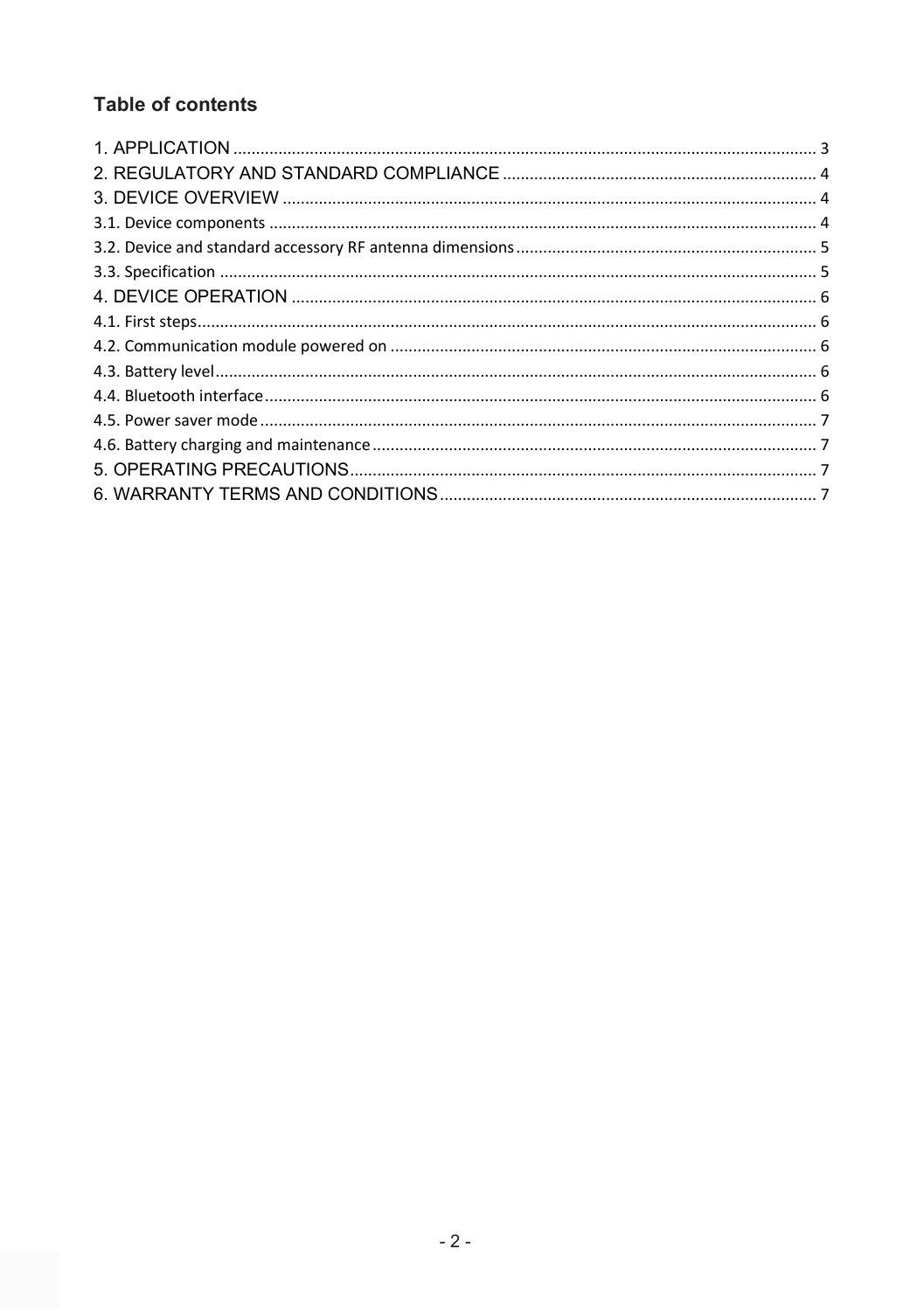## Table of contents

1. APPLICATION ..... 3
2. REGULATORY AND STANDARD COMPLIANCE ..... 4
3. DEVICE OVERVIEW ..... 4
3.1. Device components ..... 4
3.2. Device and standard accessory RF antenna dimensions ..... 5
3.3. Specification ..... 5
4. DEVICE OPERATION ..... 6
4.1. First steps ..... 6
4.2. Communication module powered on ..... 6
4.3. Battery level ..... 6
4.4. Bluetooth interface ..... 6
4.5. Power saver mode ..... 7
4.6. Battery charging and maintenance ..... 7
5. OPERATING PRECAUTIONS ..... 7
6. WARRANTY TERMS AND CONDITIONS ..... 7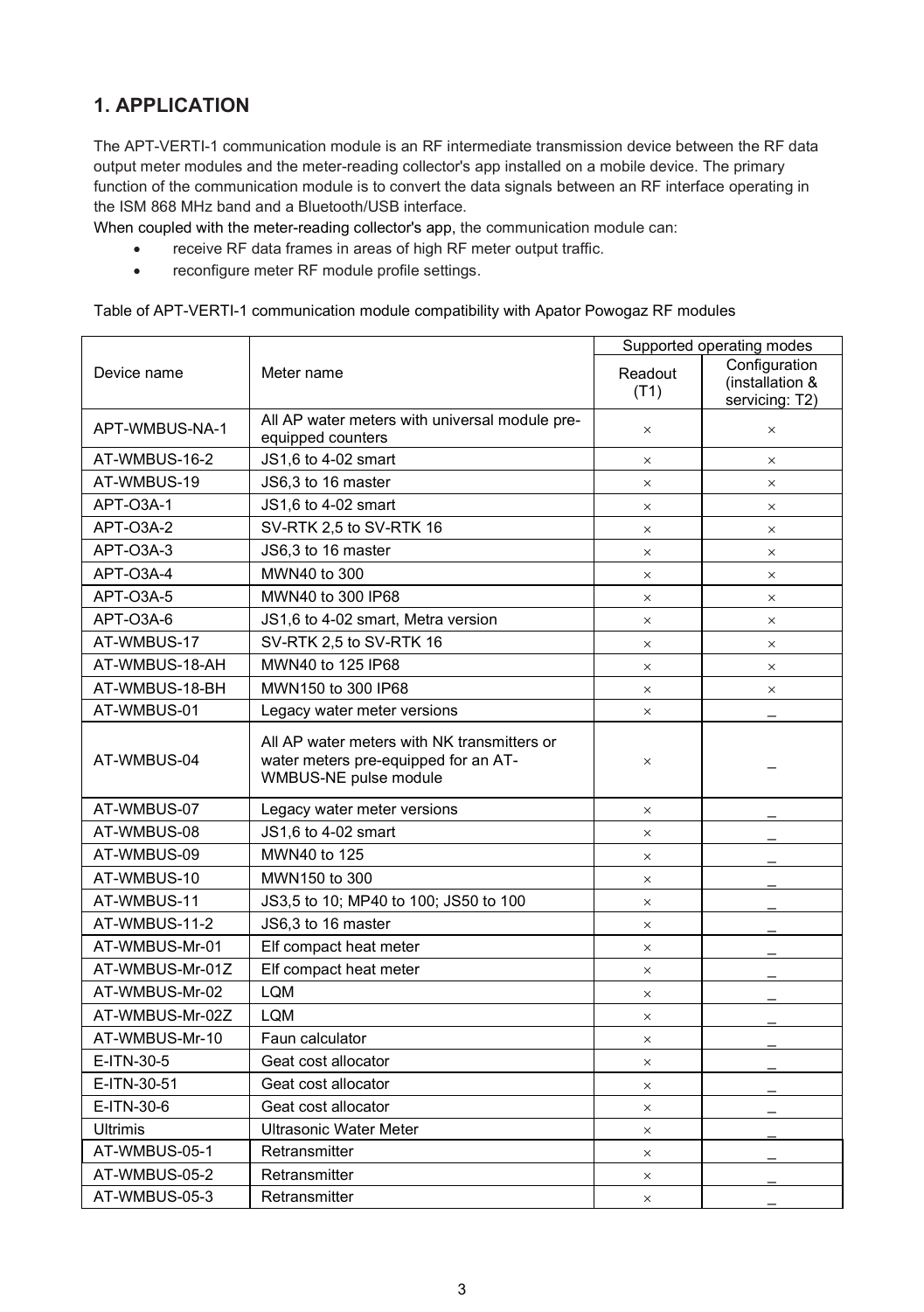## 1. APPLICATION

The APT-VERTI-1 communication module is an RF intermediate transmission device between the RF data output meter modules and the meter-reading collector's app installed on a mobile device. The primary function of the communication module is to convert the data signals between an RF interface operating in the ISM 868 MHz band and a Bluetooth/USB interface.

When coupled with the meter-reading collector's app, the communication module can:

- receive RF data frames in areas of high RF meter output traffic.
- reconfigure meter RF module profile settings.

Table of APT-VERTI-1 communication module compatibility with Apator Powogaz RF modules

| Device name | Meter name | Supported operating modes | |
|---|---|---|---|
| | | Readout (T1) | Configuration (installation & servicing: T2) |
| APT-WMBUS-NA-1 | All AP water meters with universal module pre-equipped counters | × | × |
| AT-WMBUS-16-2 | JS1,6 to 4-02 smart | × | × |
| AT-WMBUS-19 | JS6,3 to 16 master | × | × |
| APT-O3A-1 | JS1,6 to 4-02 smart | × | × |
| APT-O3A-2 | SV-RTK 2,5 to SV-RTK 16 | × | × |
| APT-O3A-3 | JS6,3 to 16 master | × | × |
| APT-O3A-4 | MWN40 to 300 | × | × |
| APT-O3A-5 | MWN40 to 300 IP68 | × | × |
| APT-O3A-6 | JS1,6 to 4-02 smart, Metra version | × | × |
| AT-WMBUS-17 | SV-RTK 2,5 to SV-RTK 16 | × | × |
| AT-WMBUS-18-AH | MWN40 to 125 IP68 | × | × |
| AT-WMBUS-18-BH | MWN150 to 300 IP68 | × | × |
| AT-WMBUS-01 | Legacy water meter versions | × | _ |
| AT-WMBUS-04 | All AP water meters with NK transmitters or water meters pre-equipped for an AT-WMBUS-NE pulse module | × | _ |
| AT-WMBUS-07 | Legacy water meter versions | × | _ |
| AT-WMBUS-08 | JS1,6 to 4-02 smart | × | _ |
| AT-WMBUS-09 | MWN40 to 125 | × | _ |
| AT-WMBUS-10 | MWN150 to 300 | × | _ |
| AT-WMBUS-11 | JS3,5 to 10; MP40 to 100; JS50 to 100 | × | _ |
| AT-WMBUS-11-2 | JS6,3 to 16 master | × | _ |
| AT-WMBUS-Mr-01 | Elf compact heat meter | × | _ |
| AT-WMBUS-Mr-01Z | Elf compact heat meter | × | _ |
| AT-WMBUS-Mr-02 | LQM | × | _ |
| AT-WMBUS-Mr-02Z | LQM | × | _ |
| AT-WMBUS-Mr-10 | Faun calculator | × | _ |
| E-ITN-30-5 | Geat cost allocator | × | _ |
| E-ITN-30-51 | Geat cost allocator | × | _ |
| E-ITN-30-6 | Geat cost allocator | × | _ |
| Ultrimis | Ultrasonic Water Meter | × | _ |
| AT-WMBUS-05-1 | Retransmitter | × | _ |
| AT-WMBUS-05-2 | Retransmitter | × | _ |
| AT-WMBUS-05-3 | Retransmitter | × | _ |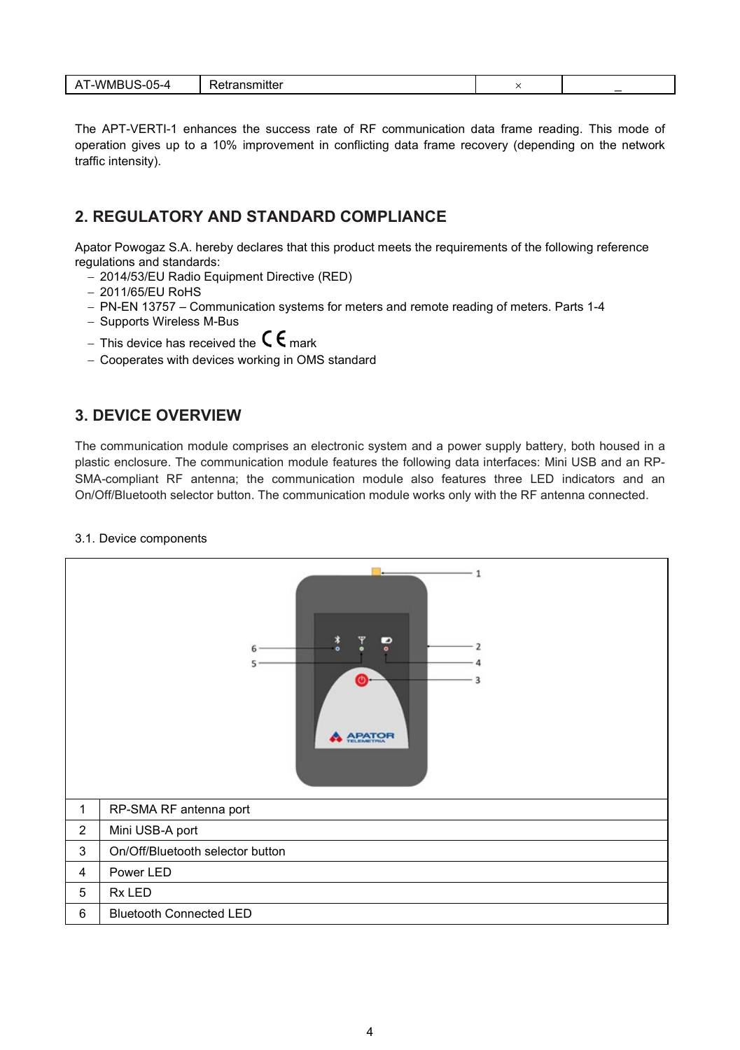| AT-WMBUS-05-4 | Retransmitter | × | _ |
|---|---|---|---|

The APT-VERTI-1 enhances the success rate of RF communication data frame reading. This mode of operation gives up to a 10% improvement in conflicting data frame recovery (depending on the network traffic intensity).

## 2. REGULATORY AND STANDARD COMPLIANCE

Apator Powogaz S.A. hereby declares that this product meets the requirements of the following reference regulations and standards:

- 2014/53/EU Radio Equipment Directive (RED)
- 2011/65/EU RoHS
- PN-EN 13757 – Communication systems for meters and remote reading of meters. Parts 1-4
- Supports Wireless M-Bus
- This device has received the CE mark
- Cooperates with devices working in OMS standard

## 3. DEVICE OVERVIEW

The communication module comprises an electronic system and a power supply battery, both housed in a plastic enclosure. The communication module features the following data interfaces: Mini USB and an RP-SMA-compliant RF antenna; the communication module also features three LED indicators and an On/Off/Bluetooth selector button. The communication module works only with the RF antenna connected.

3.1. Device components

| | |
|---|---|
| 1 | RP-SMA RF antenna port |
| 2 | Mini USB-A port |
| 3 | On/Off/Bluetooth selector button |
| 4 | Power LED |
| 5 | Rx LED |
| 6 | Bluetooth Connected LED |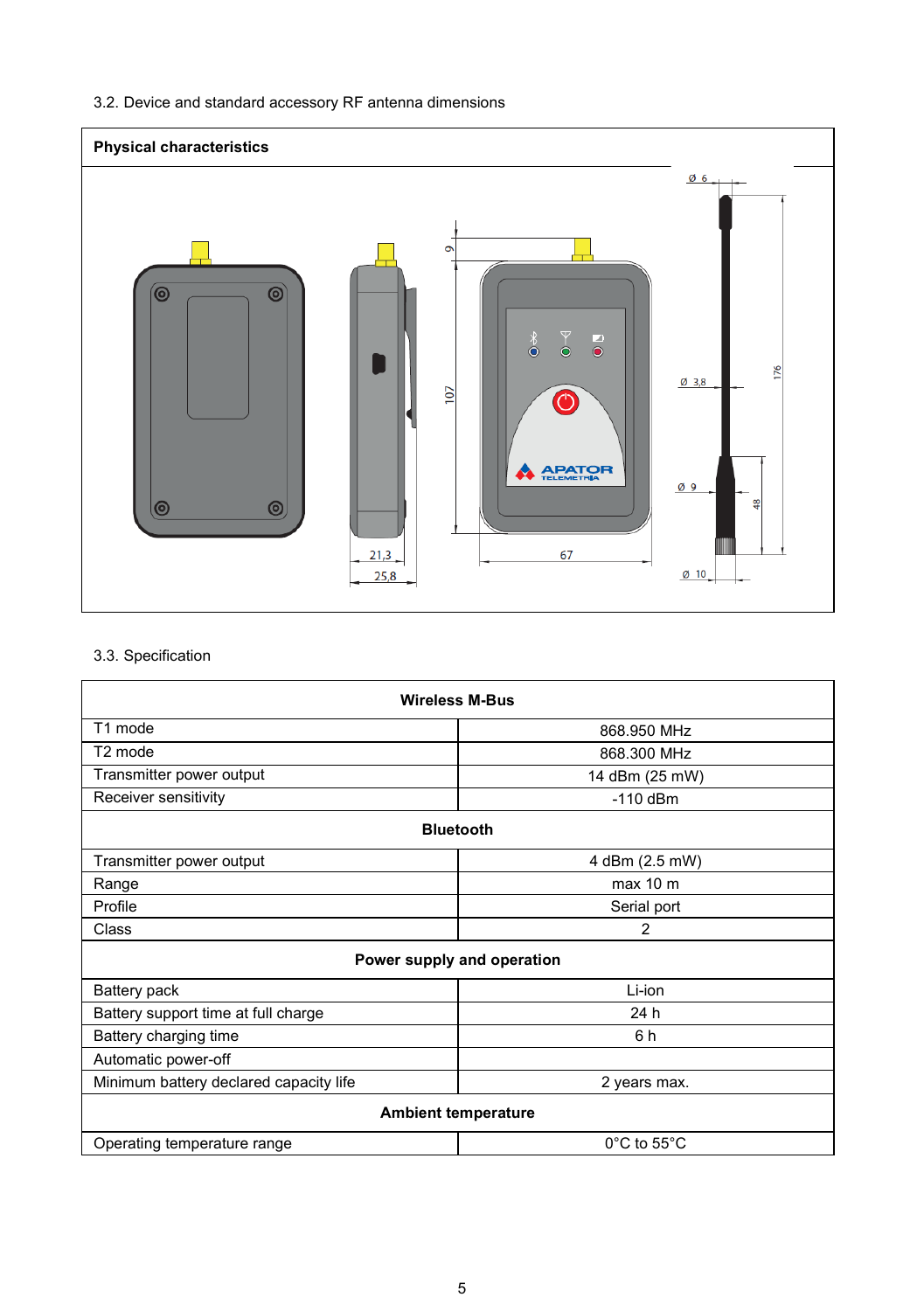3.2. Device and standard accessory RF antenna dimensions

**Physical characteristics**

3.3. Specification

| Wireless M-Bus | |
|---|---|
| T1 mode | 868.950 MHz |
| T2 mode | 868.300 MHz |
| Transmitter power output | 14 dBm (25 mW) |
| Receiver sensitivity | -110 dBm |
| **Bluetooth** | |
| Transmitter power output | 4 dBm (2.5 mW) |
| Range | max 10 m |
| Profile | Serial port |
| Class | 2 |
| **Power supply and operation** | |
| Battery pack | Li-ion |
| Battery support time at full charge | 24 h |
| Battery charging time | 6 h |
| Automatic power-off | |
| Minimum battery declared capacity life | 2 years max. |
| **Ambient temperature** | |
| Operating temperature range | 0°C to 55°C |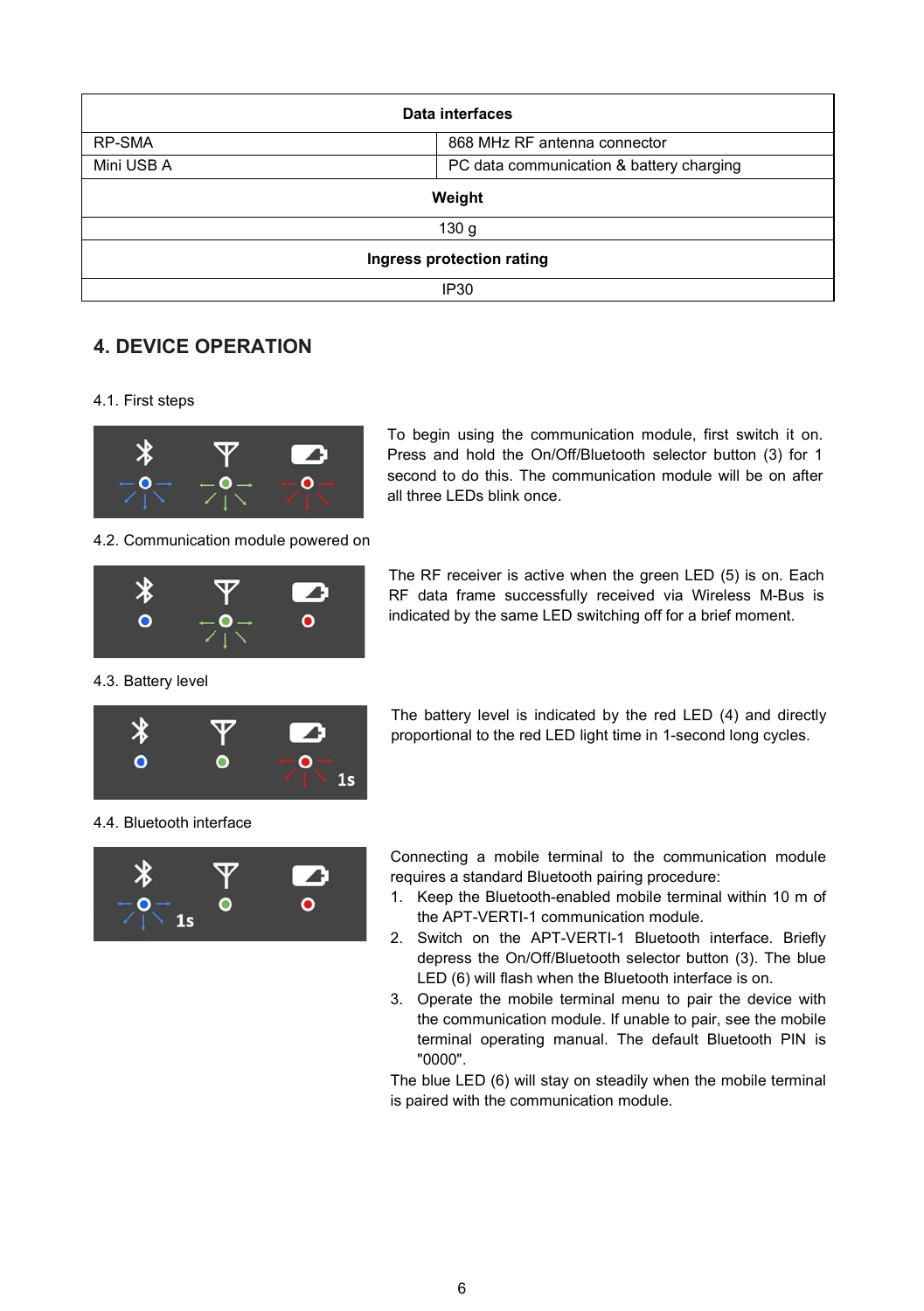| Data interfaces | |
|---|---|
| RP-SMA | 868 MHz RF antenna connector |
| Mini USB A | PC data communication & battery charging |
| **Weight** | |
| 130 g | |
| **Ingress protection rating** | |
| IP30 | |

## 4. DEVICE OPERATION

4.1. First steps

To begin using the communication module, first switch it on. Press and hold the On/Off/Bluetooth selector button (3) for 1 second to do this. The communication module will be on after all three LEDs blink once.

4.2. Communication module powered on

The RF receiver is active when the green LED (5) is on. Each RF data frame successfully received via Wireless M-Bus is indicated by the same LED switching off for a brief moment.

4.3. Battery level

The battery level is indicated by the red LED (4) and directly proportional to the red LED light time in 1-second long cycles.

4.4. Bluetooth interface

Connecting a mobile terminal to the communication module requires a standard Bluetooth pairing procedure:

1. Keep the Bluetooth-enabled mobile terminal within 10 m of the APT-VERTI-1 communication module.
2. Switch on the APT-VERTI-1 Bluetooth interface. Briefly depress the On/Off/Bluetooth selector button (3). The blue LED (6) will flash when the Bluetooth interface is on.
3. Operate the mobile terminal menu to pair the device with the communication module. If unable to pair, see the mobile terminal operating manual. The default Bluetooth PIN is "0000".

The blue LED (6) will stay on steadily when the mobile terminal is paired with the communication module.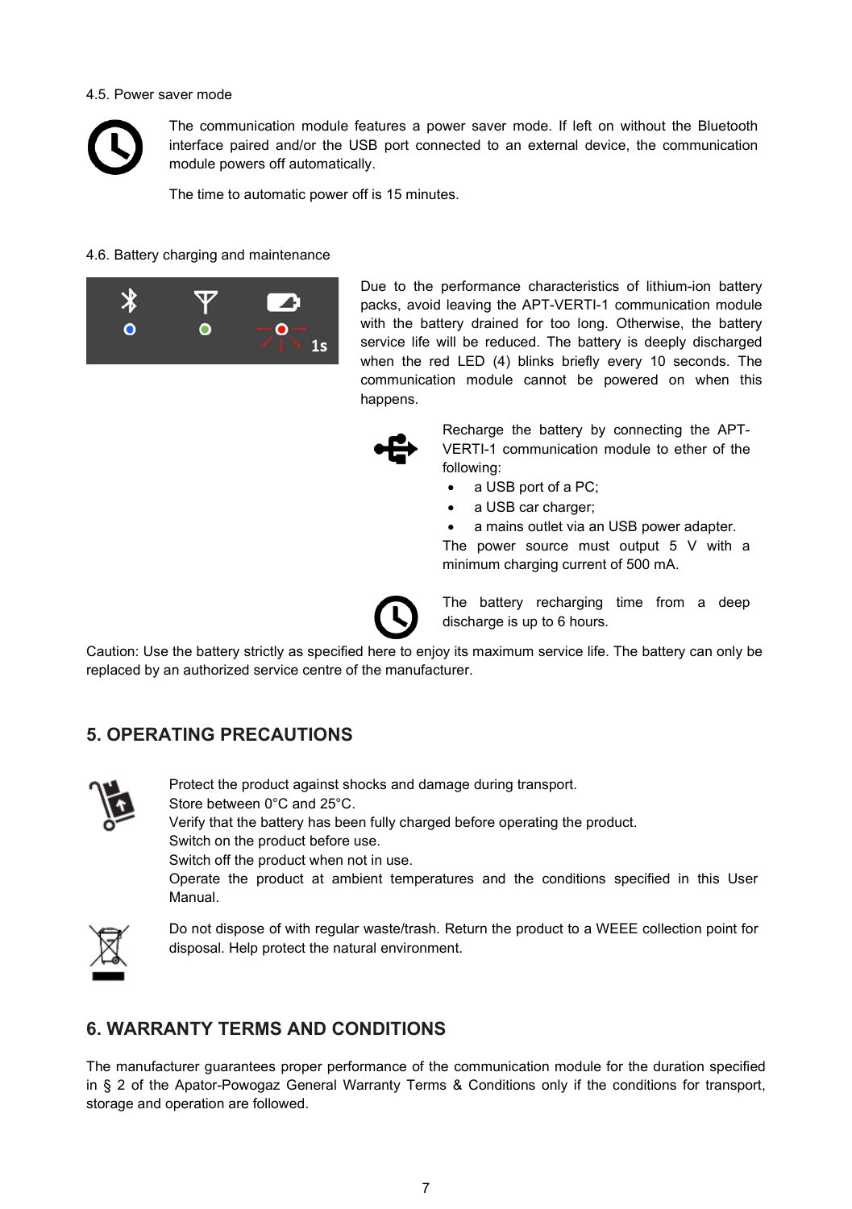4.5. Power saver mode

The communication module features a power saver mode. If left on without the Bluetooth interface paired and/or the USB port connected to an external device, the communication module powers off automatically.

The time to automatic power off is 15 minutes.

4.6. Battery charging and maintenance

Due to the performance characteristics of lithium-ion battery packs, avoid leaving the APT-VERTI-1 communication module with the battery drained for too long. Otherwise, the battery service life will be reduced. The battery is deeply discharged when the red LED (4) blinks briefly every 10 seconds. The communication module cannot be powered on when this happens.

Recharge the battery by connecting the APT-VERTI-1 communication module to ether of the following:

- a USB port of a PC;
- a USB car charger;
- a mains outlet via an USB power adapter.

The power source must output 5 V with a minimum charging current of 500 mA.

The battery recharging time from a deep discharge is up to 6 hours.

Caution: Use the battery strictly as specified here to enjoy its maximum service life. The battery can only be replaced by an authorized service centre of the manufacturer.

## 5. OPERATING PRECAUTIONS

Protect the product against shocks and damage during transport.
Store between 0°C and 25°C.
Verify that the battery has been fully charged before operating the product.
Switch on the product before use.
Switch off the product when not in use.
Operate the product at ambient temperatures and the conditions specified in this User Manual.

Do not dispose of with regular waste/trash. Return the product to a WEEE collection point for disposal. Help protect the natural environment.

## 6. WARRANTY TERMS AND CONDITIONS

The manufacturer guarantees proper performance of the communication module for the duration specified in § 2 of the Apator-Powogaz General Warranty Terms & Conditions only if the conditions for transport, storage and operation are followed.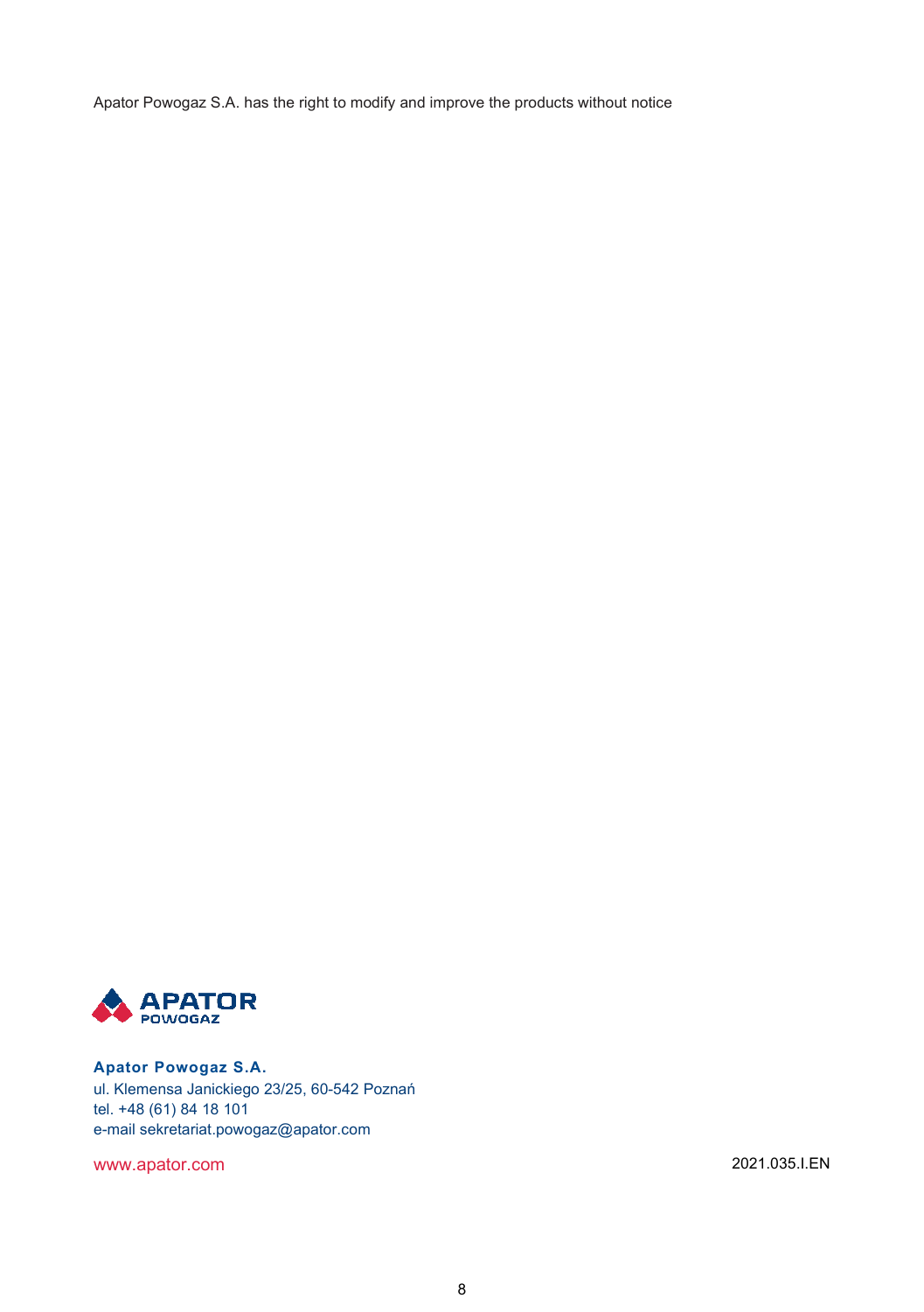Apator Powogaz S.A. has the right to modify and improve the products without notice

APATOR
POWOGAZ

**Apator Powogaz S.A.**
ul. Klemensa Janickiego 23/25, 60-542 Poznań
tel. +48 (61) 84 18 101
e-mail sekretariat.powogaz@apator.com

www.apator.com

2021.035.I.EN